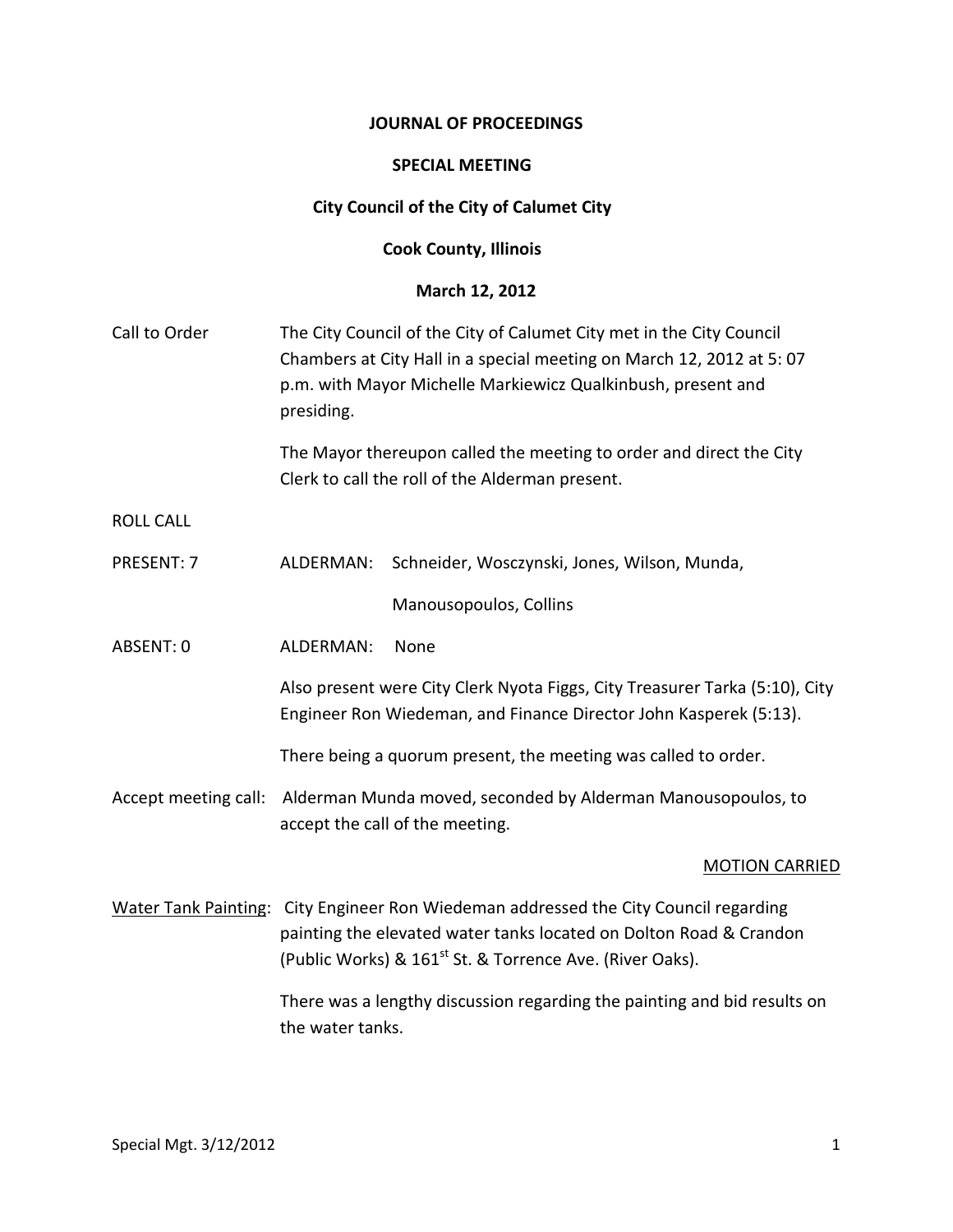**JOURNAL OF PROCEEDINGS**

**SPECIAL MEETING**

**City Council of the City of Calumet City**

**Cook County, Illinois**

**March 12, 2012**

Call to Order — The City Council of the City of Calumet City met in the City Council Chambers at City Hall in a special meeting on March 12, 2012 at 5: 07 p.m. with Mayor Michelle Markiewicz Qualkinbush, present and presiding.

The Mayor thereupon called the meeting to order and direct the City Clerk to call the roll of the Alderman present.

ROLL CALL

PRESENT: 7 — ALDERMAN: Schneider, Wosczynski, Jones, Wilson, Munda, Manousopoulos, Collins

ABSENT: 0 — ALDERMAN: None

Also present were City Clerk Nyota Figgs, City Treasurer Tarka (5:10), City Engineer Ron Wiedeman, and Finance Director John Kasperek (5:13).

There being a quorum present, the meeting was called to order.

Accept meeting call: Alderman Munda moved, seconded by Alderman Manousopoulos, to accept the call of the meeting.

MOTION CARRIED

Water Tank Painting: City Engineer Ron Wiedeman addressed the City Council regarding painting the elevated water tanks located on Dolton Road & Crandon (Public Works) & 161st St. & Torrence Ave. (River Oaks).

There was a lengthy discussion regarding the painting and bid results on the water tanks.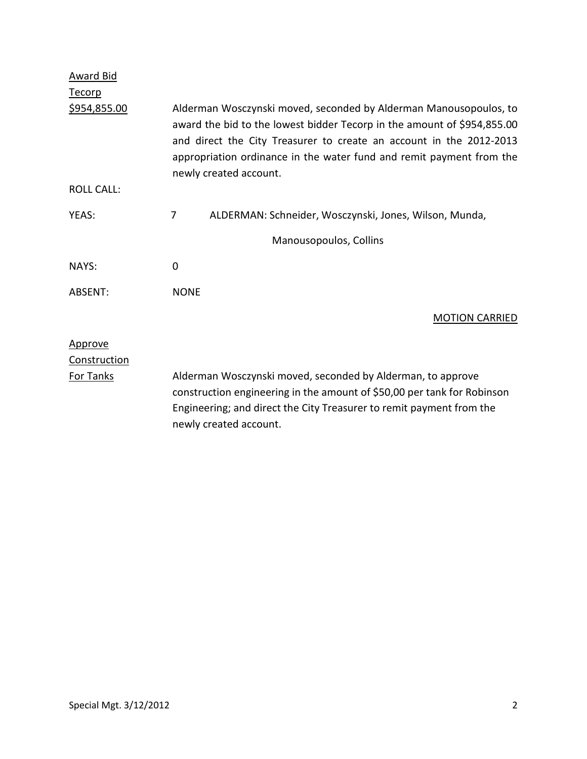Award Bid
Tecorp
$954,855.00

Alderman Wosczynski moved, seconded by Alderman Manousopoulos, to award the bid to the lowest bidder Tecorp in the amount of $954,855.00 and direct the City Treasurer to create an account in the 2012-2013 appropriation ordinance in the water fund and remit payment from the newly created account.

ROLL CALL:

YEAS: 7 ALDERMAN: Schneider, Wosczynski, Jones, Wilson, Munda, Manousopoulos, Collins

NAYS: 0

ABSENT: NONE

MOTION CARRIED

Approve
Construction
For Tanks

Alderman Wosczynski moved, seconded by Alderman, to approve construction engineering in the amount of $50,00 per tank for Robinson Engineering; and direct the City Treasurer to remit payment from the newly created account.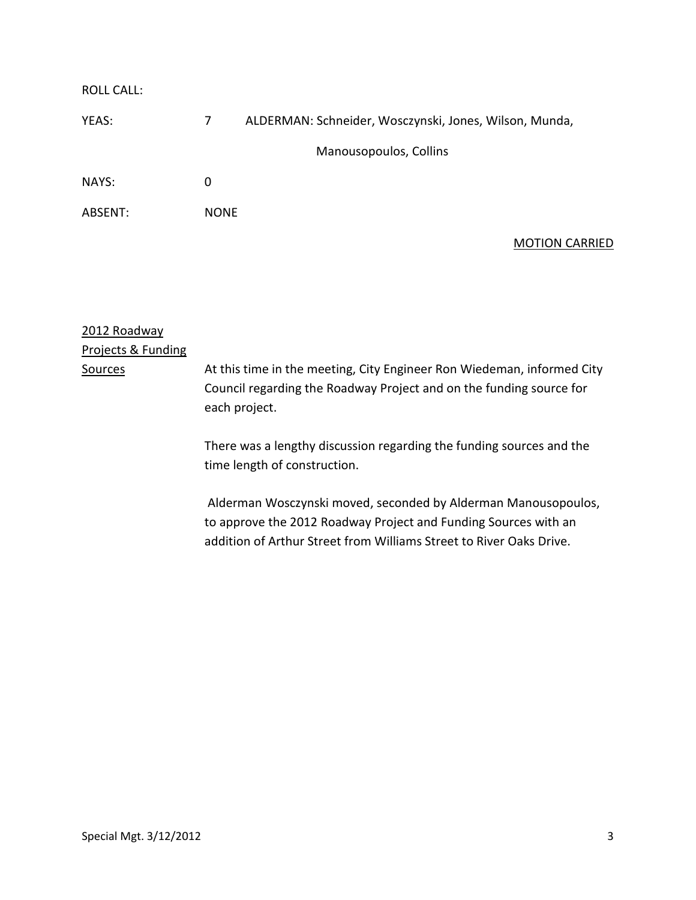ROLL CALL:

| | | |
|---|---|---|
| YEAS: | 7 | ALDERMAN: Schneider, Wosczynski, Jones, Wilson, Munda, Manousopoulos, Collins |
| NAYS: | 0 | |
| ABSENT: | NONE | |

MOTION CARRIED

2012 Roadway Projects & Funding Sources

At this time in the meeting, City Engineer Ron Wiedeman, informed City Council regarding the Roadway Project and on the funding source for each project.

There was a lengthy discussion regarding the funding sources and the time length of construction.

Alderman Wosczynski moved, seconded by Alderman Manousopoulos, to approve the 2012 Roadway Project and Funding Sources with an addition of Arthur Street from Williams Street to River Oaks Drive.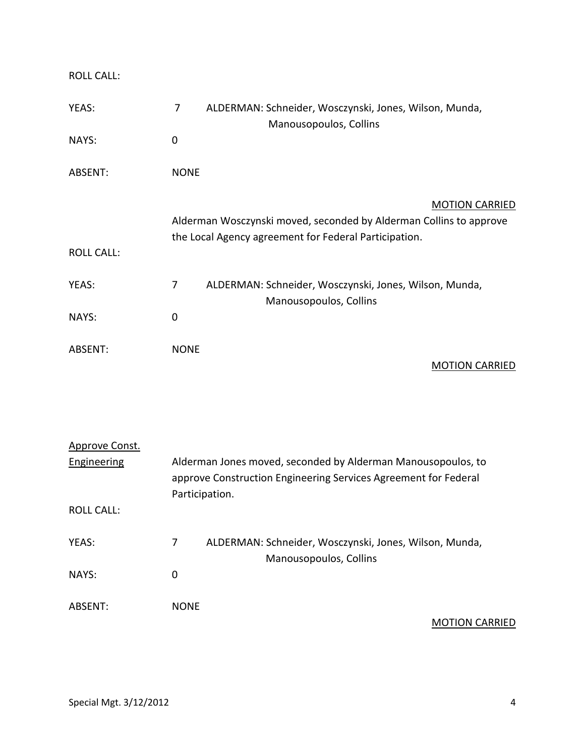ROLL CALL:

YEAS: 7 ALDERMAN: Schneider, Wosczynski, Jones, Wilson, Munda, Manousopoulos, Collins

NAYS: 0

ABSENT: NONE

MOTION CARRIED

Alderman Wosczynski moved, seconded by Alderman Collins to approve the Local Agency agreement for Federal Participation.

ROLL CALL:

YEAS: 7 ALDERMAN: Schneider, Wosczynski, Jones, Wilson, Munda, Manousopoulos, Collins

NAYS: 0

ABSENT: NONE

MOTION CARRIED

Approve Const. Engineering

Alderman Jones moved, seconded by Alderman Manousopoulos, to approve Construction Engineering Services Agreement for Federal Participation.

ROLL CALL:

YEAS: 7 ALDERMAN: Schneider, Wosczynski, Jones, Wilson, Munda, Manousopoulos, Collins

NAYS: 0

ABSENT: NONE

MOTION CARRIED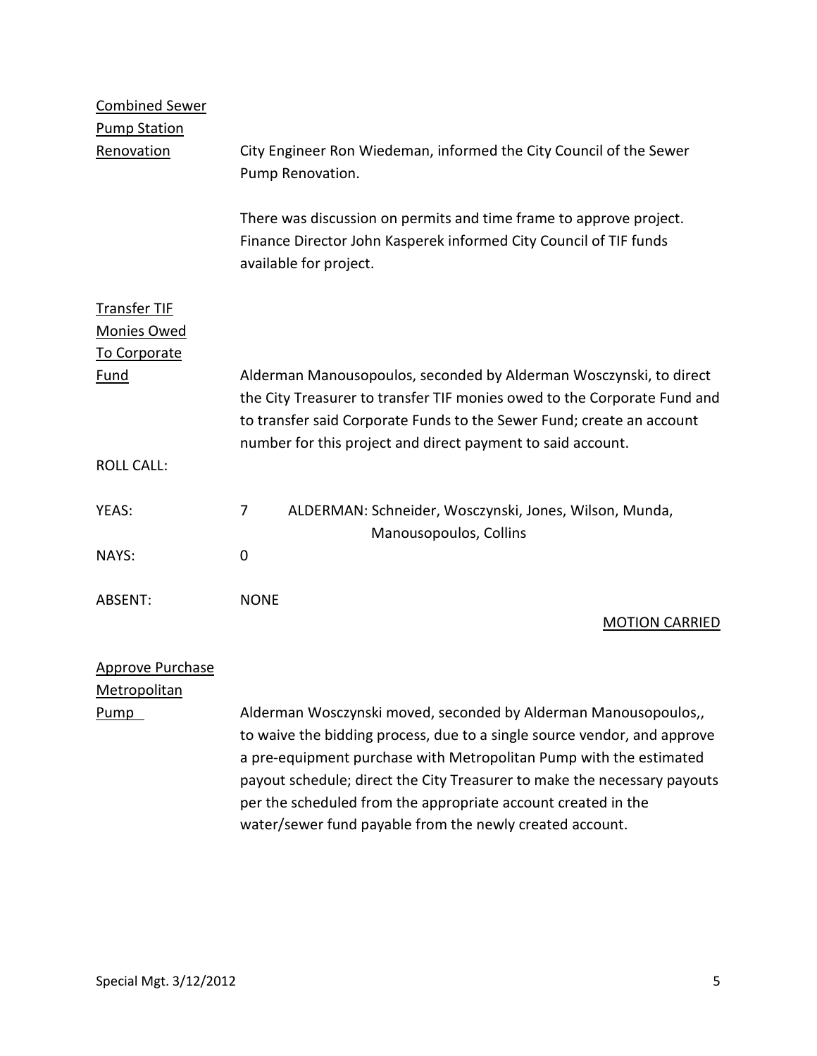**Combined Sewer Pump Station Renovation**

City Engineer Ron Wiedeman, informed the City Council of the Sewer Pump Renovation.

There was discussion on permits and time frame to approve project. Finance Director John Kasperek informed City Council of TIF funds available for project.

**Transfer TIF Monies Owed To Corporate Fund**

Alderman Manousopoulos, seconded by Alderman Wosczynski, to direct the City Treasurer to transfer TIF monies owed to the Corporate Fund and to transfer said Corporate Funds to the Sewer Fund; create an account number for this project and direct payment to said account.

ROLL CALL:

YEAS: 7 ALDERMAN: Schneider, Wosczynski, Jones, Wilson, Munda, Manousopoulos, Collins

NAYS: 0

ABSENT: NONE

MOTION CARRIED

**Approve Purchase Metropolitan Pump**

Alderman Wosczynski moved, seconded by Alderman Manousopoulos,, to waive the bidding process, due to a single source vendor, and approve a pre-equipment purchase with Metropolitan Pump with the estimated payout schedule; direct the City Treasurer to make the necessary payouts per the scheduled from the appropriate account created in the water/sewer fund payable from the newly created account.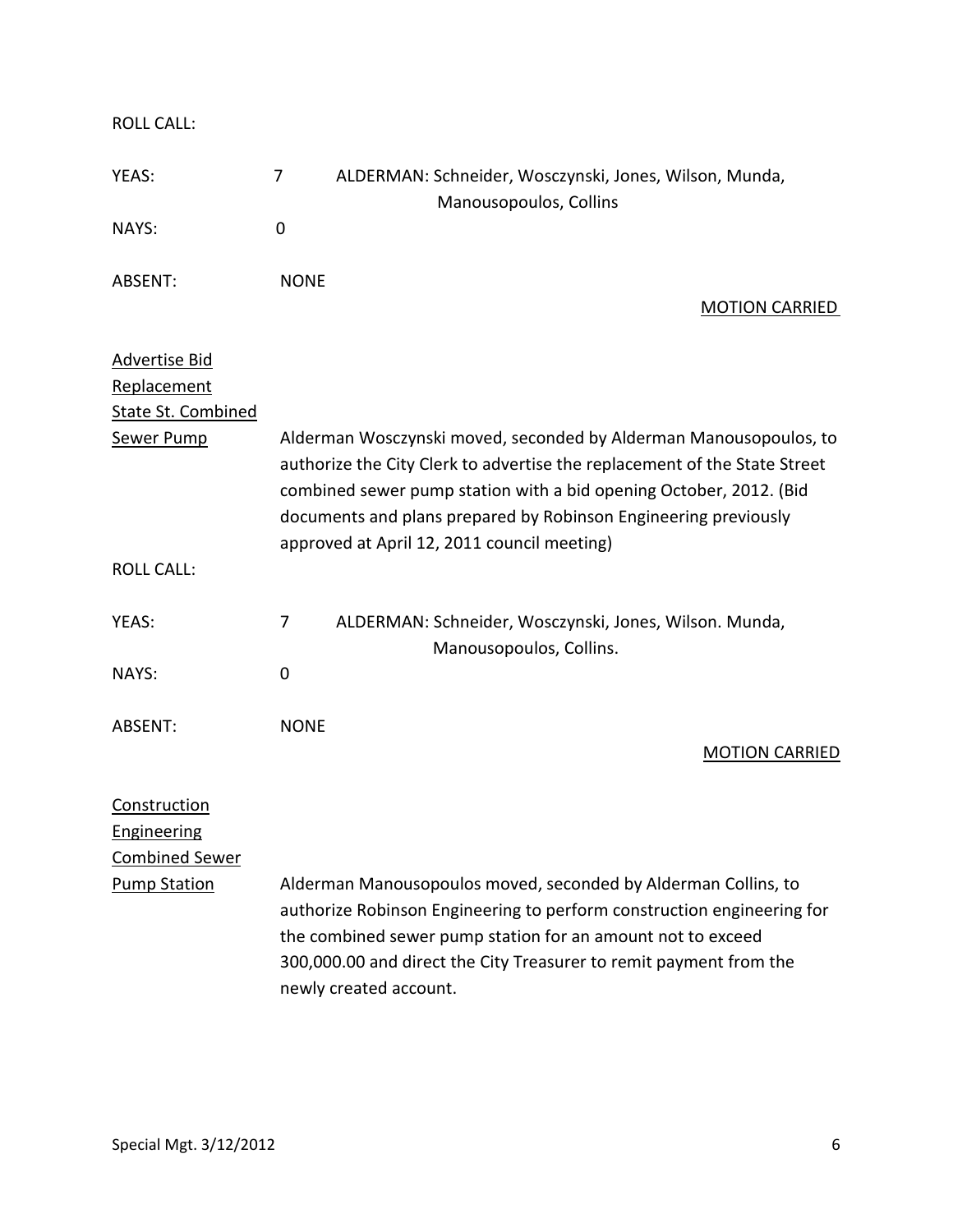ROLL CALL:

YEAS: 7 ALDERMAN: Schneider, Wosczynski, Jones, Wilson, Munda, Manousopoulos, Collins

NAYS: 0

ABSENT: NONE

MOTION CARRIED

**Advertise Bid Replacement State St. Combined Sewer Pump**

Alderman Wosczynski moved, seconded by Alderman Manousopoulos, to authorize the City Clerk to advertise the replacement of the State Street combined sewer pump station with a bid opening October, 2012. (Bid documents and plans prepared by Robinson Engineering previously approved at April 12, 2011 council meeting)

ROLL CALL:

YEAS: 7 ALDERMAN: Schneider, Wosczynski, Jones, Wilson. Munda, Manousopoulos, Collins.

NAYS: 0

ABSENT: NONE

MOTION CARRIED

**Construction Engineering Combined Sewer Pump Station**

Alderman Manousopoulos moved, seconded by Alderman Collins, to authorize Robinson Engineering to perform construction engineering for the combined sewer pump station for an amount not to exceed 300,000.00 and direct the City Treasurer to remit payment from the newly created account.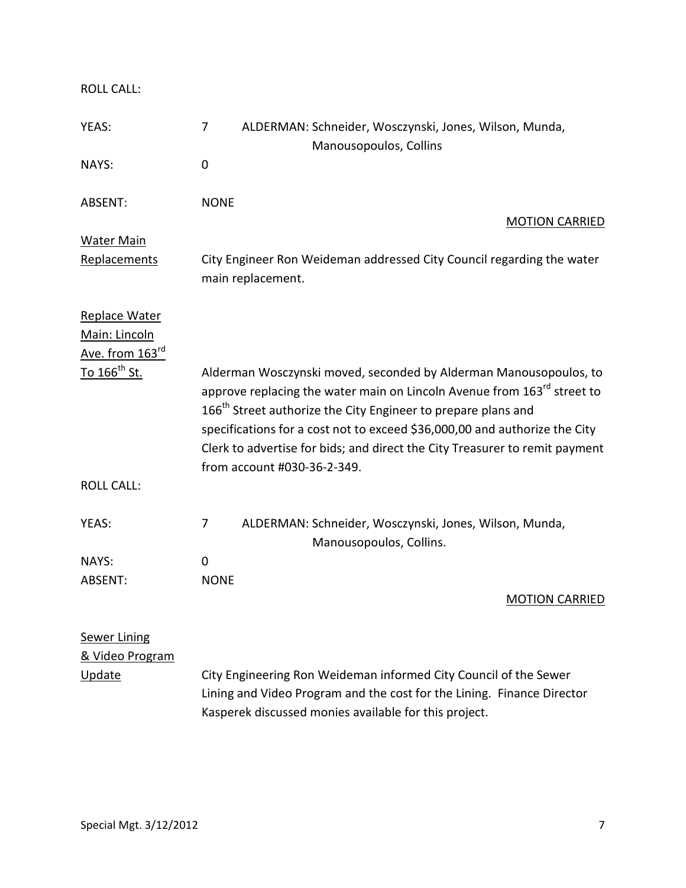ROLL CALL:

YEAS: 7 ALDERMAN: Schneider, Wosczynski, Jones, Wilson, Munda, Manousopoulos, Collins

NAYS: 0

ABSENT: NONE

MOTION CARRIED

**Water Main Replacements**

City Engineer Ron Weideman addressed City Council regarding the water main replacement.

**Replace Water Main: Lincoln Ave. from 163rd To 166th St.**

Alderman Wosczynski moved, seconded by Alderman Manousopoulos, to approve replacing the water main on Lincoln Avenue from 163rd street to 166th Street authorize the City Engineer to prepare plans and specifications for a cost not to exceed $36,000,00 and authorize the City Clerk to advertise for bids; and direct the City Treasurer to remit payment from account #030-36-2-349.

ROLL CALL:

YEAS: 7 ALDERMAN: Schneider, Wosczynski, Jones, Wilson, Munda, Manousopoulos, Collins.

NAYS: 0

ABSENT: NONE

MOTION CARRIED

**Sewer Lining & Video Program Update**

City Engineering Ron Weideman informed City Council of the Sewer Lining and Video Program and the cost for the Lining. Finance Director Kasperek discussed monies available for this project.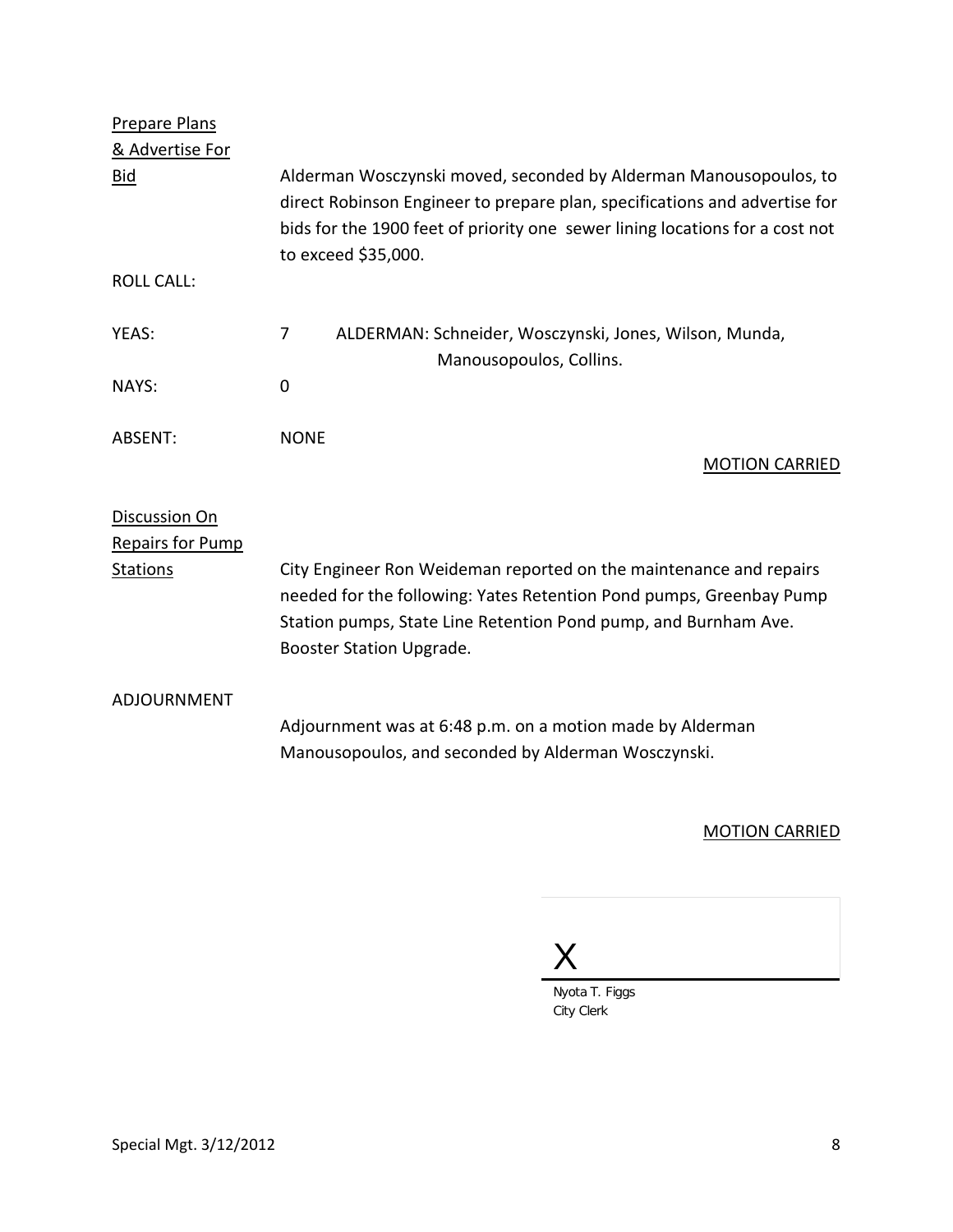Prepare Plans & Advertise For Bid

Alderman Wosczynski moved, seconded by Alderman Manousopoulos, to direct Robinson Engineer to prepare plan, specifications and advertise for bids for the 1900 feet of priority one sewer lining locations for a cost not to exceed $35,000.

ROLL CALL:

YEAS: 7 ALDERMAN: Schneider, Wosczynski, Jones, Wilson, Munda, Manousopoulos, Collins.

NAYS: 0

ABSENT: NONE

MOTION CARRIED

Discussion On Repairs for Pump Stations

City Engineer Ron Weideman reported on the maintenance and repairs needed for the following: Yates Retention Pond pumps, Greenbay Pump Station pumps, State Line Retention Pond pump, and Burnham Ave. Booster Station Upgrade.

ADJOURNMENT

Adjournment was at 6:48 p.m. on a motion made by Alderman Manousopoulos, and seconded by Alderman Wosczynski.

MOTION CARRIED

X

Nyota T. Figgs
City Clerk